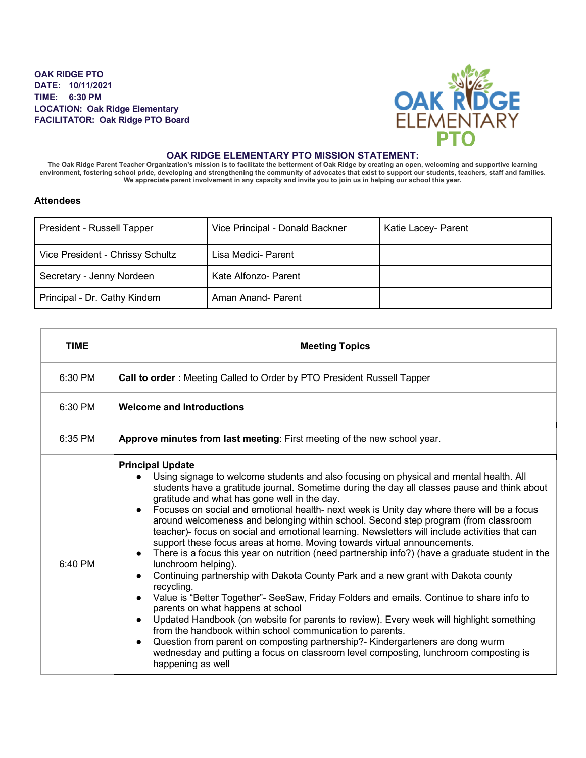**OAK RIDGE PTO**
**DATE: 10/11/2021**
**TIME: 6:30 PM**
**LOCATION: Oak Ridge Elementary**
**FACILITATOR: Oak Ridge PTO Board**

OAK RIDGE ELEMENTARY PTO

## OAK RIDGE ELEMENTARY PTO MISSION STATEMENT:

**The Oak Ridge Parent Teacher Organization's mission is to facilitate the betterment of Oak Ridge by creating an open, welcoming and supportive learning environment, fostering school pride, developing and strengthening the community of advocates that exist to support our students, teachers, staff and families. We appreciate parent involvement in any capacity and invite you to join us in helping our school this year.**

### Attendees

| | | |
|---|---|---|
| President - Russell Tapper | Vice Principal - Donald Backner | Katie Lacey- Parent |
| Vice President - Chrissy Schultz | Lisa Medici- Parent | |
| Secretary - Jenny Nordeen | Kate Alfonzo- Parent | |
| Principal - Dr. Cathy Kindem | Aman Anand- Parent | |

| TIME | Meeting Topics |
|---|---|
| 6:30 PM | **Call to order :** Meeting Called to Order by PTO President Russell Tapper |
| 6:30 PM | **Welcome and Introductions** |
| 6:35 PM | **Approve minutes from last meeting**: First meeting of the new school year. |
| 6:40 PM | **Principal Update**<br>• Using signage to welcome students and also focusing on physical and mental health. All students have a gratitude journal. Sometime during the day all classes pause and think about gratitude and what has gone well in the day.<br>• Focuses on social and emotional health- next week is Unity day where there will be a focus around welcomeness and belonging within school. Second step program (from classroom teacher)- focus on social and emotional learning. Newsletters will include activities that can support these focus areas at home. Moving towards virtual announcements.<br>• There is a focus this year on nutrition (need partnership info?) (have a graduate student in the lunchroom helping).<br>• Continuing partnership with Dakota County Park and a new grant with Dakota county recycling.<br>• Value is "Better Together"- SeeSaw, Friday Folders and emails. Continue to share info to parents on what happens at school<br>• Updated Handbook (on website for parents to review). Every week will highlight something from the handbook within school communication to parents.<br>• Question from parent on composting partnership?- Kindergarteners are dong wurm wednesday and putting a focus on classroom level composting, lunchroom composting is happening as well |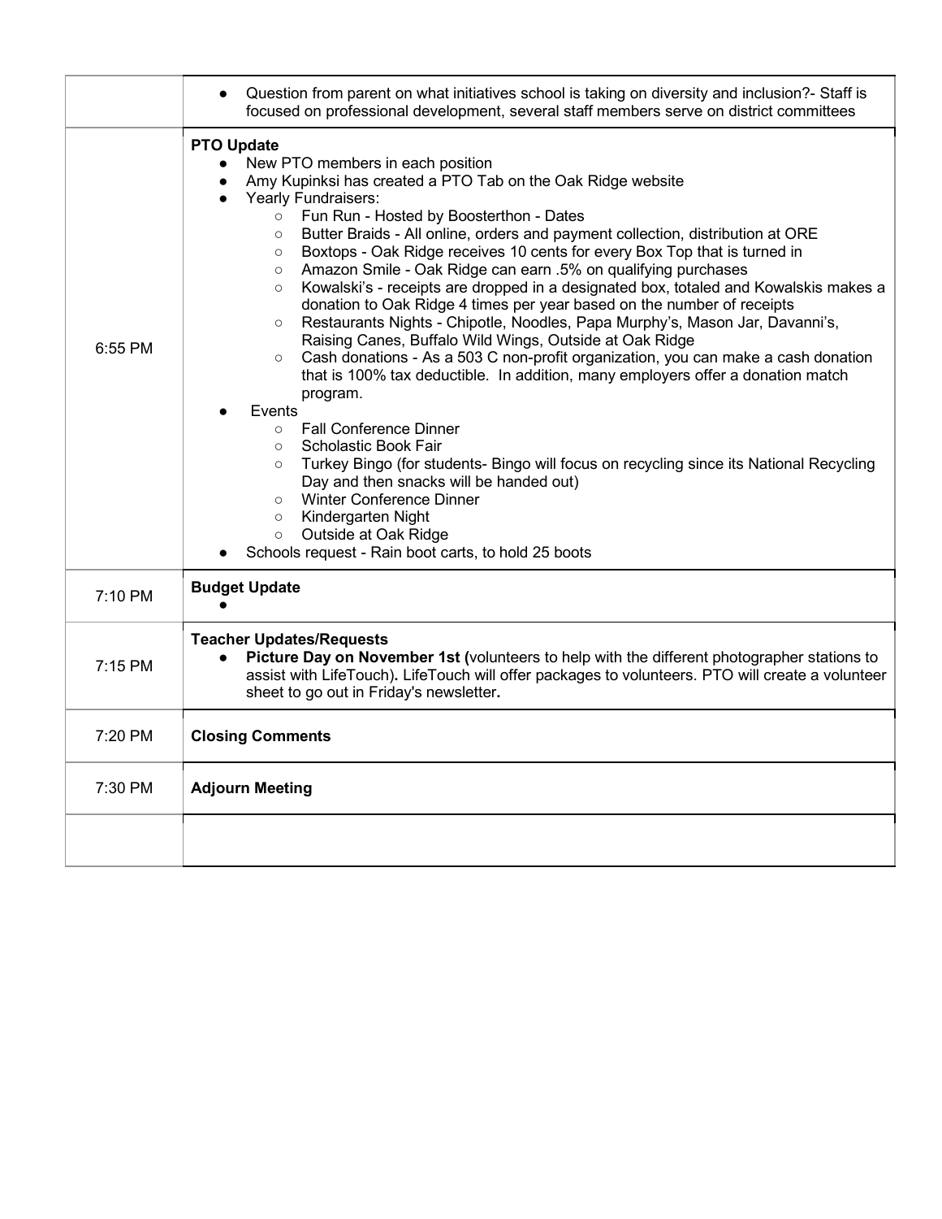| | |
|---|---|
| | • Question from parent on what initiatives school is taking on diversity and inclusion?- Staff is focused on professional development, several staff members serve on district committees |
| 6:55 PM | **PTO Update**<br>• New PTO members in each position<br>• Amy Kupinksi has created a PTO Tab on the Oak Ridge website<br>• Yearly Fundraisers:<br>&nbsp;&nbsp;&nbsp;&nbsp;○ Fun Run - Hosted by Boosterthon - Dates<br>&nbsp;&nbsp;&nbsp;&nbsp;○ Butter Braids - All online, orders and payment collection, distribution at ORE<br>&nbsp;&nbsp;&nbsp;&nbsp;○ Boxtops - Oak Ridge receives 10 cents for every Box Top that is turned in<br>&nbsp;&nbsp;&nbsp;&nbsp;○ Amazon Smile - Oak Ridge can earn .5% on qualifying purchases<br>&nbsp;&nbsp;&nbsp;&nbsp;○ Kowalski's - receipts are dropped in a designated box, totaled and Kowalskis makes a donation to Oak Ridge 4 times per year based on the number of receipts<br>&nbsp;&nbsp;&nbsp;&nbsp;○ Restaurants Nights - Chipotle, Noodles, Papa Murphy's, Mason Jar, Davanni's, Raising Canes, Buffalo Wild Wings, Outside at Oak Ridge<br>&nbsp;&nbsp;&nbsp;&nbsp;○ Cash donations - As a 503 C non-profit organization, you can make a cash donation that is 100% tax deductible. In addition, many employers offer a donation match program.<br>• Events<br>&nbsp;&nbsp;&nbsp;&nbsp;○ Fall Conference Dinner<br>&nbsp;&nbsp;&nbsp;&nbsp;○ Scholastic Book Fair<br>&nbsp;&nbsp;&nbsp;&nbsp;○ Turkey Bingo (for students- Bingo will focus on recycling since its National Recycling Day and then snacks will be handed out)<br>&nbsp;&nbsp;&nbsp;&nbsp;○ Winter Conference Dinner<br>&nbsp;&nbsp;&nbsp;&nbsp;○ Kindergarten Night<br>&nbsp;&nbsp;&nbsp;&nbsp;○ Outside at Oak Ridge<br>• Schools request - Rain boot carts, to hold 25 boots |
| 7:10 PM | **Budget Update**<br>• |
| 7:15 PM | **Teacher Updates/Requests**<br>• **Picture Day on November 1st (**volunteers to help with the different photographer stations to assist with LifeTouch**)**. LifeTouch will offer packages to volunteers. PTO will create a volunteer sheet to go out in Friday's newsletter**.** |
| 7:20 PM | **Closing Comments** |
| 7:30 PM | **Adjourn Meeting** |
| | |